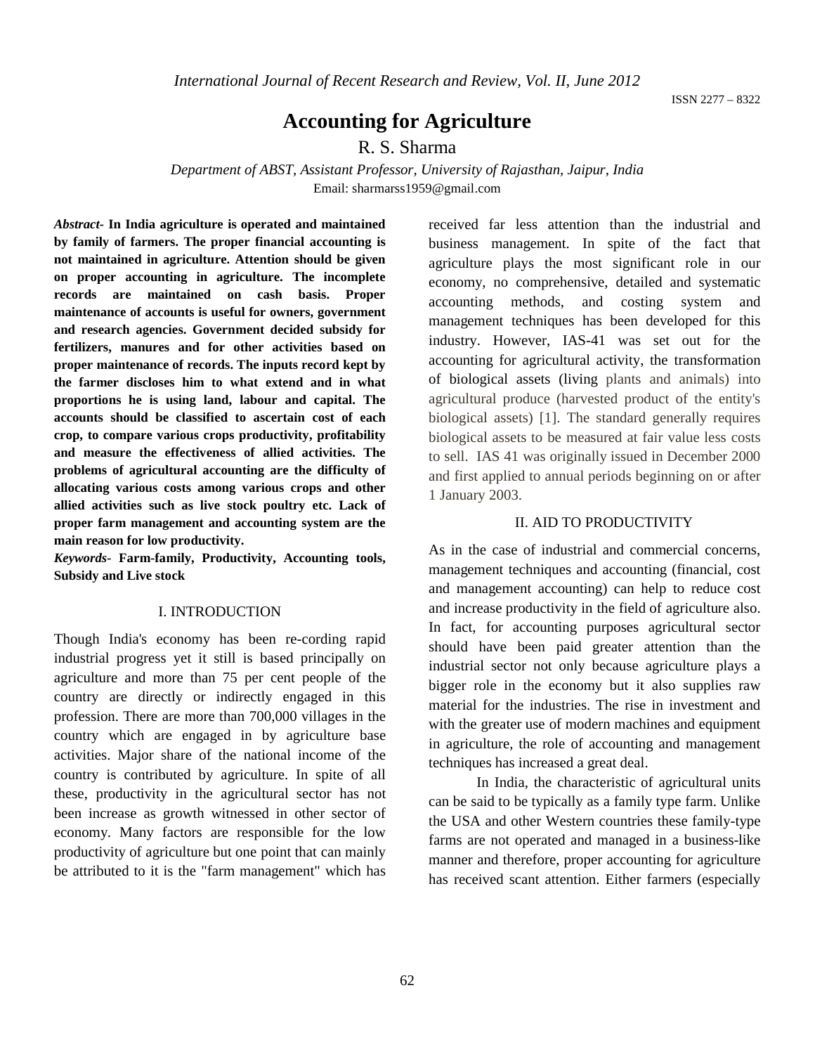# Accounting for Agriculture

R. S. Sharma

*Department of ABST, Assistant Professor, University of Rajasthan, Jaipur, India*
Email: sharmarss1959@gmail.com

***Abstract*- In India agriculture is operated and maintained by family of farmers. The proper financial accounting is not maintained in agriculture. Attention should be given on proper accounting in agriculture. The incomplete records are maintained on cash basis. Proper maintenance of accounts is useful for owners, government and research agencies. Government decided subsidy for fertilizers, manures and for other activities based on proper maintenance of records. The inputs record kept by the farmer discloses him to what extend and in what proportions he is using land, labour and capital. The accounts should be classified to ascertain cost of each crop, to compare various crops productivity, profitability and measure the effectiveness of allied activities. The problems of agricultural accounting are the difficulty of allocating various costs among various crops and other allied activities such as live stock poultry etc. Lack of proper farm management and accounting system are the main reason for low productivity.**

***Keywords*- Farm-family, Productivity, Accounting tools, Subsidy and Live stock**

## I. INTRODUCTION

Though India's economy has been re-cording rapid industrial progress yet it still is based principally on agriculture and more than 75 per cent people of the country are directly or indirectly engaged in this profession. There are more than 700,000 villages in the country which are engaged in by agriculture base activities. Major share of the national income of the country is contributed by agriculture. In spite of all these, productivity in the agricultural sector has not been increase as growth witnessed in other sector of economy. Many factors are responsible for the low productivity of agriculture but one point that can mainly be attributed to it is the "farm management" which has received far less attention than the industrial and business management. In spite of the fact that agriculture plays the most significant role in our economy, no comprehensive, detailed and systematic accounting methods, and costing system and management techniques has been developed for this industry. However, IAS-41 was set out for the accounting for agricultural activity, the transformation of biological assets (living plants and animals) into agricultural produce (harvested product of the entity's biological assets) [1]. The standard generally requires biological assets to be measured at fair value less costs to sell. IAS 41 was originally issued in December 2000 and first applied to annual periods beginning on or after 1 January 2003.

## II. AID TO PRODUCTIVITY

As in the case of industrial and commercial concerns, management techniques and accounting (financial, cost and management accounting) can help to reduce cost and increase productivity in the field of agriculture also. In fact, for accounting purposes agricultural sector should have been paid greater attention than the industrial sector not only because agriculture plays a bigger role in the economy but it also supplies raw material for the industries. The rise in investment and with the greater use of modern machines and equipment in agriculture, the role of accounting and management techniques has increased a great deal.

In India, the characteristic of agricultural units can be said to be typically as a family type farm. Unlike the USA and other Western countries these family-type farms are not operated and managed in a business-like manner and therefore, proper accounting for agriculture has received scant attention. Either farmers (especially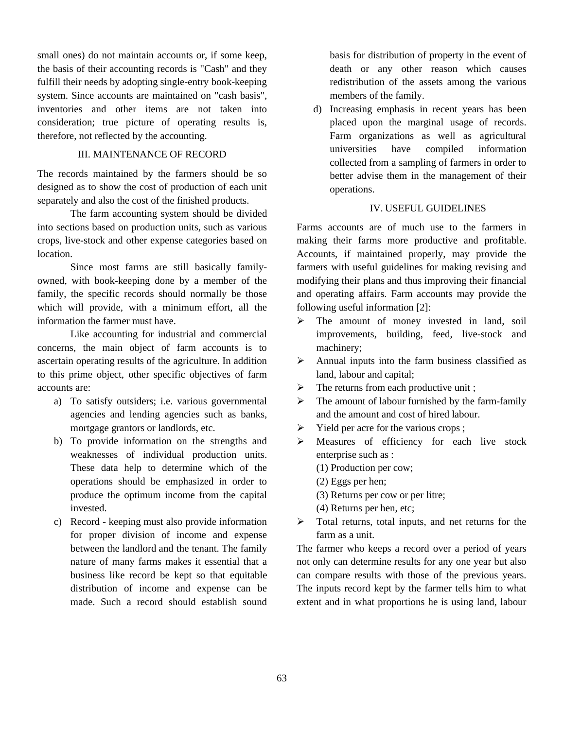small ones) do not maintain accounts or, if some keep, the basis of their accounting records is "Cash" and they fulfill their needs by adopting single-entry book-keeping system. Since accounts are maintained on "cash basis", inventories and other items are not taken into consideration; true picture of operating results is, therefore, not reflected by the accounting.

## III. MAINTENANCE OF RECORD

The records maintained by the farmers should be so designed as to show the cost of production of each unit separately and also the cost of the finished products.

The farm accounting system should be divided into sections based on production units, such as various crops, live-stock and other expense categories based on location.

Since most farms are still basically family-owned, with book-keeping done by a member of the family, the specific records should normally be those which will provide, with a minimum effort, all the information the farmer must have.

Like accounting for industrial and commercial concerns, the main object of farm accounts is to ascertain operating results of the agriculture. In addition to this prime object, other specific objectives of farm accounts are:

a) To satisfy outsiders; i.e. various governmental agencies and lending agencies such as banks, mortgage grantors or landlords, etc.
b) To provide information on the strengths and weaknesses of individual production units. These data help to determine which of the operations should be emphasized in order to produce the optimum income from the capital invested.
c) Record - keeping must also provide information for proper division of income and expense between the landlord and the tenant. The family nature of many farms makes it essential that a business like record be kept so that equitable distribution of income and expense can be made. Such a record should establish sound basis for distribution of property in the event of death or any other reason which causes redistribution of the assets among the various members of the family.
d) Increasing emphasis in recent years has been placed upon the marginal usage of records. Farm organizations as well as agricultural universities have compiled information collected from a sampling of farmers in order to better advise them in the management of their operations.

## IV. USEFUL GUIDELINES

Farms accounts are of much use to the farmers in making their farms more productive and profitable. Accounts, if maintained properly, may provide the farmers with useful guidelines for making revising and modifying their plans and thus improving their financial and operating affairs. Farm accounts may provide the following useful information [2]:

- The amount of money invested in land, soil improvements, building, feed, live-stock and machinery;
- Annual inputs into the farm business classified as land, labour and capital;
- The returns from each productive unit ;
- The amount of labour furnished by the farm-family and the amount and cost of hired labour.
- Yield per acre for the various crops ;
- Measures of efficiency for each live stock enterprise such as :
  (1) Production per cow;
  (2) Eggs per hen;
  (3) Returns per cow or per litre;
  (4) Returns per hen, etc;
- Total returns, total inputs, and net returns for the farm as a unit.

The farmer who keeps a record over a period of years not only can determine results for any one year but also can compare results with those of the previous years. The inputs record kept by the farmer tells him to what extent and in what proportions he is using land, labour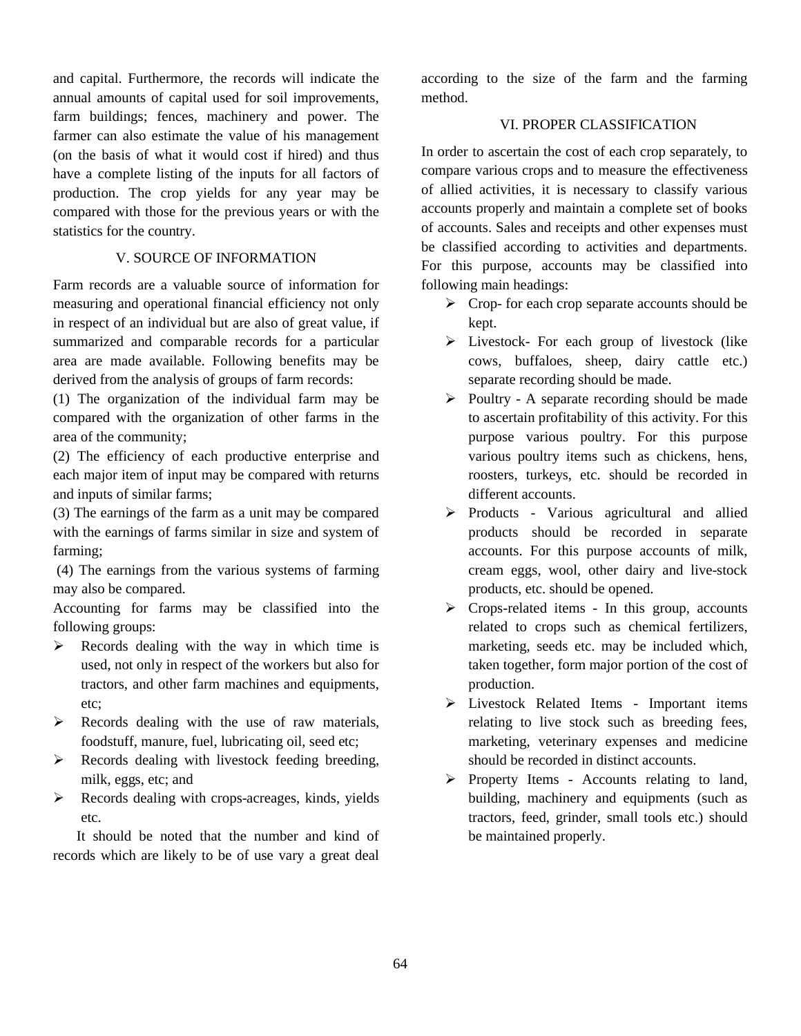and capital. Furthermore, the records will indicate the annual amounts of capital used for soil improvements, farm buildings; fences, machinery and power. The farmer can also estimate the value of his management (on the basis of what it would cost if hired) and thus have a complete listing of the inputs for all factors of production. The crop yields for any year may be compared with those for the previous years or with the statistics for the country.

## V. SOURCE OF INFORMATION

Farm records are a valuable source of information for measuring and operational financial efficiency not only in respect of an individual but are also of great value, if summarized and comparable records for a particular area are made available. Following benefits may be derived from the analysis of groups of farm records:

(1) The organization of the individual farm may be compared with the organization of other farms in the area of the community;

(2) The efficiency of each productive enterprise and each major item of input may be compared with returns and inputs of similar farms;

(3) The earnings of the farm as a unit may be compared with the earnings of farms similar in size and system of farming;

(4) The earnings from the various systems of farming may also be compared.

Accounting for farms may be classified into the following groups:

- Records dealing with the way in which time is used, not only in respect of the workers but also for tractors, and other farm machines and equipments, etc;
- Records dealing with the use of raw materials, foodstuff, manure, fuel, lubricating oil, seed etc;
- Records dealing with livestock feeding breeding, milk, eggs, etc; and
- Records dealing with crops-acreages, kinds, yields etc.

It should be noted that the number and kind of records which are likely to be of use vary a great deal according to the size of the farm and the farming method.

## VI. PROPER CLASSIFICATION

In order to ascertain the cost of each crop separately, to compare various crops and to measure the effectiveness of allied activities, it is necessary to classify various accounts properly and maintain a complete set of books of accounts. Sales and receipts and other expenses must be classified according to activities and departments. For this purpose, accounts may be classified into following main headings:

- Crop- for each crop separate accounts should be kept.
- Livestock- For each group of livestock (like cows, buffaloes, sheep, dairy cattle etc.) separate recording should be made.
- Poultry - A separate recording should be made to ascertain profitability of this activity. For this purpose various poultry. For this purpose various poultry items such as chickens, hens, roosters, turkeys, etc. should be recorded in different accounts.
- Products - Various agricultural and allied products should be recorded in separate accounts. For this purpose accounts of milk, cream eggs, wool, other dairy and live-stock products, etc. should be opened.
- Crops-related items - In this group, accounts related to crops such as chemical fertilizers, marketing, seeds etc. may be included which, taken together, form major portion of the cost of production.
- Livestock Related Items - Important items relating to live stock such as breeding fees, marketing, veterinary expenses and medicine should be recorded in distinct accounts.
- Property Items - Accounts relating to land, building, machinery and equipments (such as tractors, feed, grinder, small tools etc.) should be maintained properly.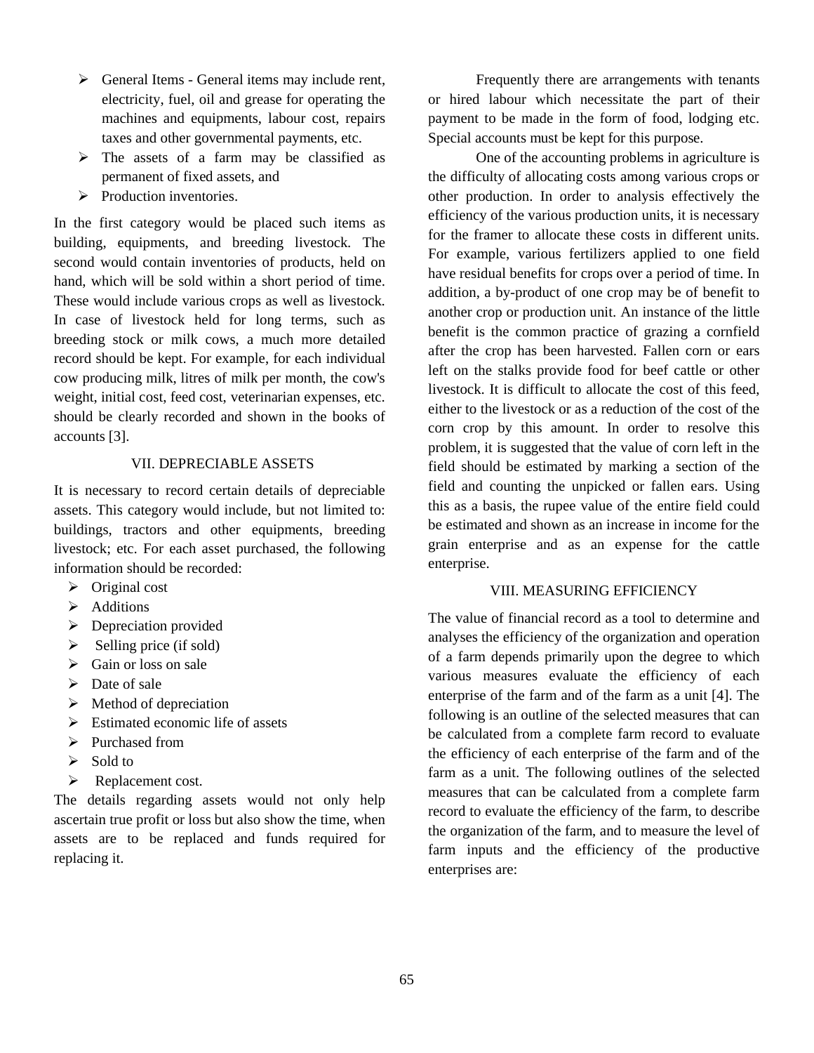- General Items - General items may include rent, electricity, fuel, oil and grease for operating the machines and equipments, labour cost, repairs taxes and other governmental payments, etc.
- The assets of a farm may be classified as permanent of fixed assets, and
- Production inventories.

In the first category would be placed such items as building, equipments, and breeding livestock. The second would contain inventories of products, held on hand, which will be sold within a short period of time. These would include various crops as well as livestock. In case of livestock held for long terms, such as breeding stock or milk cows, a much more detailed record should be kept. For example, for each individual cow producing milk, litres of milk per month, the cow's weight, initial cost, feed cost, veterinarian expenses, etc. should be clearly recorded and shown in the books of accounts [3].

## VII. DEPRECIABLE ASSETS

It is necessary to record certain details of depreciable assets. This category would include, but not limited to: buildings, tractors and other equipments, breeding livestock; etc. For each asset purchased, the following information should be recorded:

- Original cost
- Additions
- Depreciation provided
- Selling price (if sold)
- Gain or loss on sale
- Date of sale
- Method of depreciation
- Estimated economic life of assets
- Purchased from
- Sold to
- Replacement cost.

The details regarding assets would not only help ascertain true profit or loss but also show the time, when assets are to be replaced and funds required for replacing it.

Frequently there are arrangements with tenants or hired labour which necessitate the part of their payment to be made in the form of food, lodging etc. Special accounts must be kept for this purpose.

One of the accounting problems in agriculture is the difficulty of allocating costs among various crops or other production. In order to analysis effectively the efficiency of the various production units, it is necessary for the framer to allocate these costs in different units. For example, various fertilizers applied to one field have residual benefits for crops over a period of time. In addition, a by-product of one crop may be of benefit to another crop or production unit. An instance of the little benefit is the common practice of grazing a cornfield after the crop has been harvested. Fallen corn or ears left on the stalks provide food for beef cattle or other livestock. It is difficult to allocate the cost of this feed, either to the livestock or as a reduction of the cost of the corn crop by this amount. In order to resolve this problem, it is suggested that the value of corn left in the field should be estimated by marking a section of the field and counting the unpicked or fallen ears. Using this as a basis, the rupee value of the entire field could be estimated and shown as an increase in income for the grain enterprise and as an expense for the cattle enterprise.

## VIII. MEASURING EFFICIENCY

The value of financial record as a tool to determine and analyses the efficiency of the organization and operation of a farm depends primarily upon the degree to which various measures evaluate the efficiency of each enterprise of the farm and of the farm as a unit [4]. The following is an outline of the selected measures that can be calculated from a complete farm record to evaluate the efficiency of each enterprise of the farm and of the farm as a unit. The following outlines of the selected measures that can be calculated from a complete farm record to evaluate the efficiency of the farm, to describe the organization of the farm, and to measure the level of farm inputs and the efficiency of the productive enterprises are: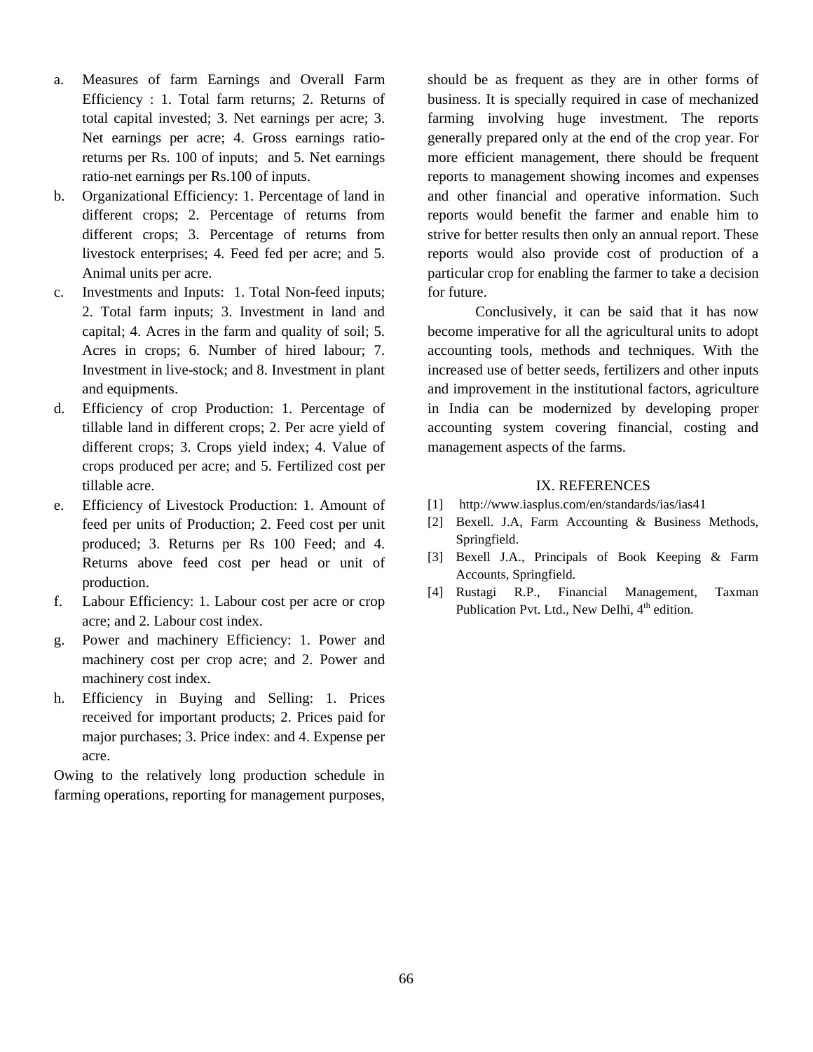a. Measures of farm Earnings and Overall Farm Efficiency : 1. Total farm returns; 2. Returns of total capital invested; 3. Net earnings per acre; 3. Net earnings per acre; 4. Gross earnings ratio-returns per Rs. 100 of inputs; and 5. Net earnings ratio-net earnings per Rs.100 of inputs.
b. Organizational Efficiency: 1. Percentage of land in different crops; 2. Percentage of returns from different crops; 3. Percentage of returns from livestock enterprises; 4. Feed fed per acre; and 5. Animal units per acre.
c. Investments and Inputs: 1. Total Non-feed inputs; 2. Total farm inputs; 3. Investment in land and capital; 4. Acres in the farm and quality of soil; 5. Acres in crops; 6. Number of hired labour; 7. Investment in live-stock; and 8. Investment in plant and equipments.
d. Efficiency of crop Production: 1. Percentage of tillable land in different crops; 2. Per acre yield of different crops; 3. Crops yield index; 4. Value of crops produced per acre; and 5. Fertilized cost per tillable acre.
e. Efficiency of Livestock Production: 1. Amount of feed per units of Production; 2. Feed cost per unit produced; 3. Returns per Rs 100 Feed; and 4. Returns above feed cost per head or unit of production.
f. Labour Efficiency: 1. Labour cost per acre or crop acre; and 2. Labour cost index.
g. Power and machinery Efficiency: 1. Power and machinery cost per crop acre; and 2. Power and machinery cost index.
h. Efficiency in Buying and Selling: 1. Prices received for important products; 2. Prices paid for major purchases; 3. Price index: and 4. Expense per acre.

Owing to the relatively long production schedule in farming operations, reporting for management purposes, should be as frequent as they are in other forms of business. It is specially required in case of mechanized farming involving huge investment. The reports generally prepared only at the end of the crop year. For more efficient management, there should be frequent reports to management showing incomes and expenses and other financial and operative information. Such reports would benefit the farmer and enable him to strive for better results then only an annual report. These reports would also provide cost of production of a particular crop for enabling the farmer to take a decision for future.

Conclusively, it can be said that it has now become imperative for all the agricultural units to adopt accounting tools, methods and techniques. With the increased use of better seeds, fertilizers and other inputs and improvement in the institutional factors, agriculture in India can be modernized by developing proper accounting system covering financial, costing and management aspects of the farms.

## IX. REFERENCES

[1] http://www.iasplus.com/en/standards/ias/ias41

[2] Bexell. J.A, Farm Accounting & Business Methods, Springfield.

[3] Bexell J.A., Principals of Book Keeping & Farm Accounts, Springfield.

[4] Rustagi R.P., Financial Management, Taxman Publication Pvt. Ltd., New Delhi, 4th edition.